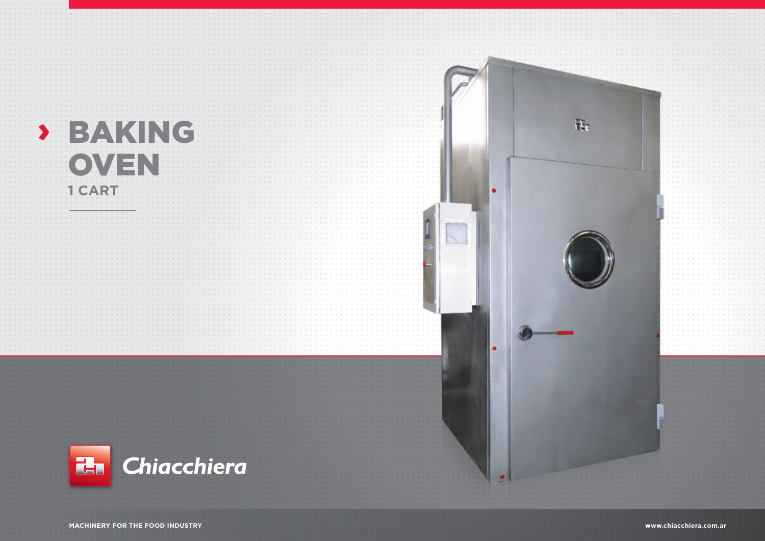# BAKING OVEN

### 1 CART

Chiacchiera

MACHINERY FOR THE FOOD INDUSTRY

www.chiacchiera.com.ar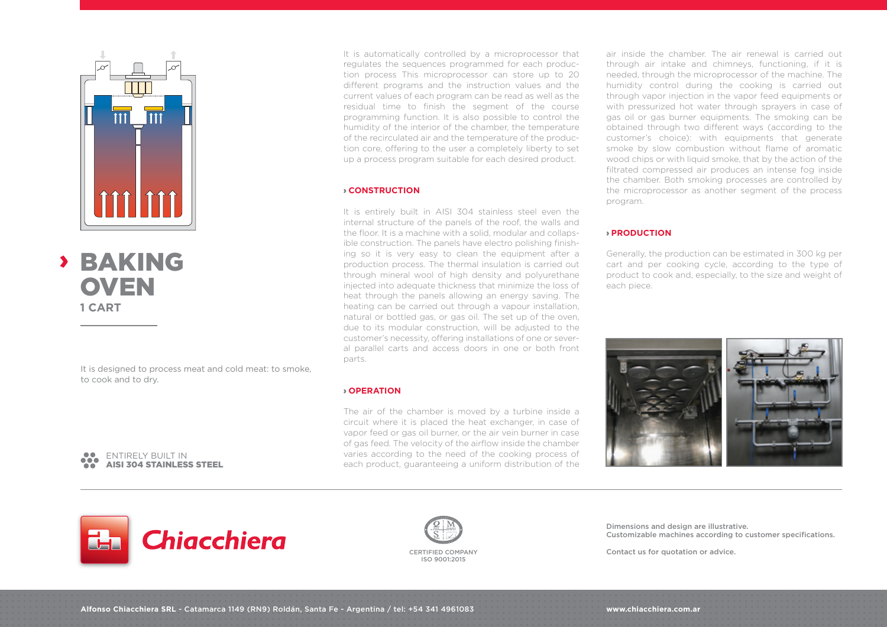# › BAKING OVEN

**1 CART**

It is designed to process meat and cold meat: to smoke, to cook and to dry.

ENTIRELY BUILT IN
**AISI 304 STAINLESS STEEL**

It is automatically controlled by a microprocessor that regulates the sequences programmed for each production process This microprocessor can store up to 20 different programs and the instruction values and the current values of each program can be read as well as the residual time to finish the segment of the course programming function. It is also possible to control the humidity of the interior of the chamber, the temperature of the recirculated air and the temperature of the production core, offering to the user a completely liberty to set up a process program suitable for each desired product.

## › CONSTRUCTION

It is entirely built in AISI 304 stainless steel even the internal structure of the panels of the roof, the walls and the floor. It is a machine with a solid, modular and collapsible construction. The panels have electro polishing finishing so it is very easy to clean the equipment after a production process. The thermal insulation is carried out through mineral wool of high density and polyurethane injected into adequate thickness that minimize the loss of heat through the panels allowing an energy saving. The heating can be carried out through a vapour installation, natural or bottled gas, or gas oil. The set up of the oven, due to its modular construction, will be adjusted to the customer's necessity, offering installations of one or several parallel carts and access doors in one or both front parts.

## › OPERATION

The air of the chamber is moved by a turbine inside a circuit where it is placed the heat exchanger, in case of vapor feed or gas oil burner, or the air vein burner in case of gas feed. The velocity of the airflow inside the chamber varies according to the need of the cooking process of each product, guaranteeing a uniform distribution of the air inside the chamber. The air renewal is carried out through air intake and chimneys, functioning, if it is needed, through the microprocessor of the machine. The humidity control during the cooking is carried out through vapor injection in the vapor feed equipments or with pressurized hot water through sprayers in case of gas oil or gas burner equipments. The smoking can be obtained through two different ways (according to the customer's choice): with equipments that generate smoke by slow combustion without flame of aromatic wood chips or with liquid smoke, that by the action of the filtrated compressed air produces an intense fog inside the chamber. Both smoking processes are controlled by the microprocessor as another segment of the process program.

## › PRODUCTION

Generally, the production can be estimated in 300 kg per cart and per cooking cycle, according to the type of product to cook and, especially, to the size and weight of each piece.

Chiacchiera

CERTIFIED COMPANY
ISO 9001:2015

Dimensions and design are illustrative.
Customizable machines according to customer specifications.

Contact us for quotation or advice.

**Alfonso Chiacchiera SRL** - Catamarca 1149 (RN9) Roldán, Santa Fe - Argentina / tel: +54 341 4961083

**www.chiacchiera.com.ar**